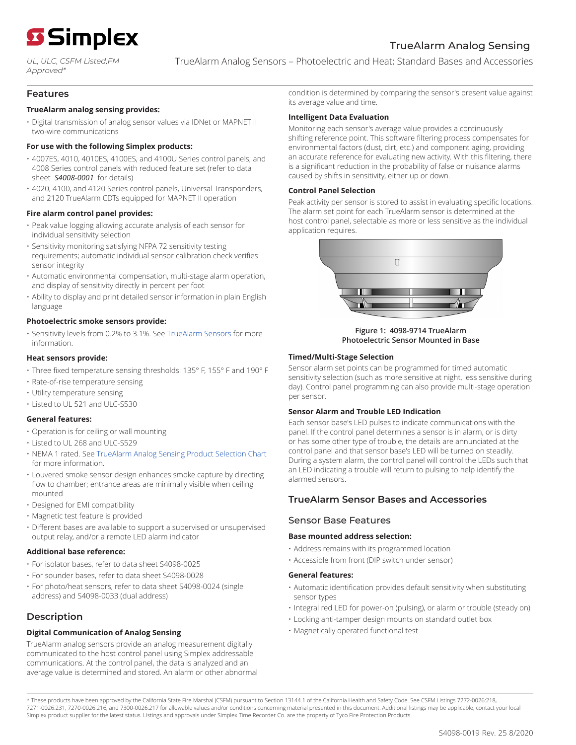# Simplex

*UL, ULC, CSFM Listed;FM Approved**

## TrueAlarm Analog Sensing

TrueAlarm Analog Sensors – Photoelectric and Heat; Standard Bases and Accessories

## Features

**TrueAlarm analog sensing provides:**

- Digital transmission of analog sensor values via IDNet or MAPNET II two-wire communications

**For use with the following Simplex products:**

- 4007ES, 4010, 4010ES, 4100ES, and 4100U Series control panels; and 4008 Series control panels with reduced feature set (refer to data sheet *S4008-0001* for details)
- 4020, 4100, and 4120 Series control panels, Universal Transponders, and 2120 TrueAlarm CDTs equipped for MAPNET II operation

**Fire alarm control panel provides:**

- Peak value logging allowing accurate analysis of each sensor for individual sensitivity selection
- Sensitivity monitoring satisfying NFPA 72 sensitivity testing requirements; automatic individual sensor calibration check verifies sensor integrity
- Automatic environmental compensation, multi-stage alarm operation, and display of sensitivity directly in percent per foot
- Ability to display and print detailed sensor information in plain English language

**Photoelectric smoke sensors provide:**

- Sensitivity levels from 0.2% to 3.1%. See TrueAlarm Sensors for more information.

**Heat sensors provide:**

- Three fixed temperature sensing thresholds: 135° F, 155° F and 190° F
- Rate-of-rise temperature sensing
- Utility temperature sensing
- Listed to UL 521 and ULC-S530

**General features:**

- Operation is for ceiling or wall mounting
- Listed to UL 268 and ULC-S529
- NEMA 1 rated. See TrueAlarm Analog Sensing Product Selection Chart for more information.
- Louvered smoke sensor design enhances smoke capture by directing flow to chamber; entrance areas are minimally visible when ceiling mounted
- Designed for EMI compatibility
- Magnetic test feature is provided
- Different bases are available to support a supervised or unsupervised output relay, and/or a remote LED alarm indicator

**Additional base reference:**

- For isolator bases, refer to data sheet S4098-0025
- For sounder bases, refer to data sheet S4098-0028
- For photo/heat sensors, refer to data sheet S4098-0024 (single address) and S4098-0033 (dual address)

## Description

### Digital Communication of Analog Sensing

TrueAlarm analog sensors provide an analog measurement digitally communicated to the host control panel using Simplex addressable communications. At the control panel, the data is analyzed and an average value is determined and stored. An alarm or other abnormal condition is determined by comparing the sensor's present value against its average value and time.

### Intelligent Data Evaluation

Monitoring each sensor's average value provides a continuously shifting reference point. This software filtering process compensates for environmental factors (dust, dirt, etc.) and component aging, providing an accurate reference for evaluating new activity. With this filtering, there is a significant reduction in the probability of false or nuisance alarms caused by shifts in sensitivity, either up or down.

### Control Panel Selection

Peak activity per sensor is stored to assist in evaluating specific locations. The alarm set point for each TrueAlarm sensor is determined at the host control panel, selectable as more or less sensitive as the individual application requires.

Figure 1: 4098-9714 TrueAlarm Photoelectric Sensor Mounted in Base

### Timed/Multi-Stage Selection

Sensor alarm set points can be programmed for timed automatic sensitivity selection (such as more sensitive at night, less sensitive during day). Control panel programming can also provide multi-stage operation per sensor.

### Sensor Alarm and Trouble LED Indication

Each sensor base's LED pulses to indicate communications with the panel. If the control panel determines a sensor is in alarm, or is dirty or has some other type of trouble, the details are annunciated at the control panel and that sensor base's LED will be turned on steadily. During a system alarm, the control panel will control the LEDs such that an LED indicating a trouble will return to pulsing to help identify the alarmed sensors.

## TrueAlarm Sensor Bases and Accessories

### Sensor Base Features

**Base mounted address selection:**

- Address remains with its programmed location
- Accessible from front (DIP switch under sensor)

**General features:**

- Automatic identification provides default sensitivity when substituting sensor types
- Integral red LED for power-on (pulsing), or alarm or trouble (steady on)
- Locking anti-tamper design mounts on standard outlet box
- Magnetically operated functional test

* These products have been approved by the California State Fire Marshal (CSFM) pursuant to Section 13144.1 of the California Health and Safety Code. See CSFM Listings 7272-0026:218, 7271-0026:231, 7270-0026:216, and 7300-0026:217 for allowable values and/or conditions concerning material presented in this document. Additional listings may be applicable, contact your local Simplex product supplier for the latest status. Listings and approvals under Simplex Time Recorder Co. are the property of Tyco Fire Protection Products.

S4098-0019 Rev. 25 8/2020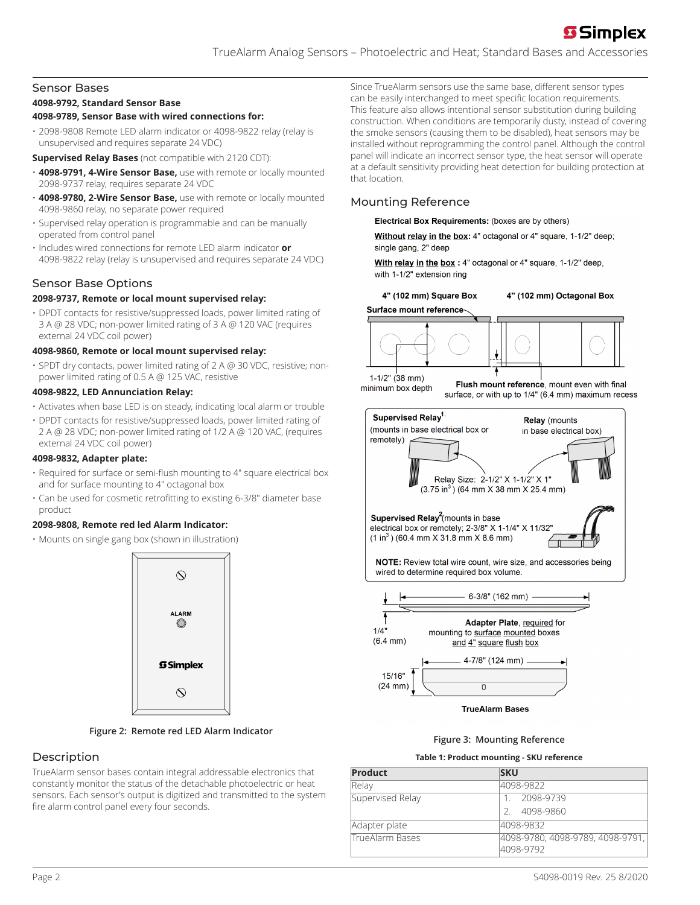## Sensor Bases

**4098-9792, Standard Sensor Base**

**4098-9789, Sensor Base with wired connections for:**

- 2098-9808 Remote LED alarm indicator or 4098-9822 relay (relay is unsupervised and requires separate 24 VDC)

**Supervised Relay Bases** (not compatible with 2120 CDT):

- **4098-9791, 4-Wire Sensor Base,** use with remote or locally mounted 2098-9737 relay, requires separate 24 VDC
- **4098-9780, 2-Wire Sensor Base,** use with remote or locally mounted 4098-9860 relay, no separate power required
- Supervised relay operation is programmable and can be manually operated from control panel
- Includes wired connections for remote LED alarm indicator **or** 4098-9822 relay (relay is unsupervised and requires separate 24 VDC)

## Sensor Base Options

**2098-9737, Remote or local mount supervised relay:**

- DPDT contacts for resistive/suppressed loads, power limited rating of 3 A @ 28 VDC; non-power limited rating of 3 A @ 120 VAC (requires external 24 VDC coil power)

**4098-9860, Remote or local mount supervised relay:**

- SPDT dry contacts, power limited rating of 2 A @ 30 VDC, resistive; non-power limited rating of 0.5 A @ 125 VAC, resistive

**4098-9822, LED Annunciation Relay:**

- Activates when base LED is on steady, indicating local alarm or trouble
- DPDT contacts for resistive/suppressed loads, power limited rating of 2 A @ 28 VDC; non-power limited rating of 1/2 A @ 120 VAC, (requires external 24 VDC coil power)

**4098-9832, Adapter plate:**

- Required for surface or semi-flush mounting to 4" square electrical box and for surface mounting to 4" octagonal box
- Can be used for cosmetic retrofitting to existing 6-3/8" diameter base product

**2098-9808, Remote red led Alarm Indicator:**

- Mounts on single gang box (shown in illustration)

ALARM

Simplex

Figure 2: Remote red LED Alarm Indicator

## Description

TrueAlarm sensor bases contain integral addressable electronics that constantly monitor the status of the detachable photoelectric or heat sensors. Each sensor's output is digitized and transmitted to the system fire alarm control panel every four seconds.

Since TrueAlarm sensors use the same base, different sensor types can be easily interchanged to meet specific location requirements. This feature also allows intentional sensor substitution during building construction. When conditions are temporarily dusty, instead of covering the smoke sensors (causing them to be disabled), heat sensors may be installed without reprogramming the control panel. Although the control panel will indicate an incorrect sensor type, the heat sensor will operate at a default sensitivity providing heat detection for building protection at that location.

## Mounting Reference

**Electrical Box Requirements:** (boxes are by others)

**Without relay in the box:** 4" octagonal or 4" square, 1-1/2" deep; single gang, 2" deep

**With relay in the box :** 4" octagonal or 4" square, 1-1/2" deep, with 1-1/2" extension ring

4" (102 mm) Square Box

4" (102 mm) Octagonal Box

Surface mount reference

1-1/2" (38 mm) minimum box depth

**Flush mount reference**, mount even with final surface, or with up to 1/4" (6.4 mm) maximum recess

**Supervised Relay**[1] (mounts in base electrical box or remotely)

**Relay** (mounts in base electrical box)

Relay Size: 2-1/2" X 1-1/2" X 1" ($3.75\ in^3$) (64 mm X 38 mm X 25.4 mm)

**Supervised Relay**[2] (mounts in base electrical box or remotely; 2-3/8" X 1-1/4" X 11/32" ($1\ in^3$) (60.4 mm X 31.8 mm X 8.6 mm)

**NOTE:** Review total wire count, wire size, and accessories being wired to determine required box volume.

6-3/8" (162 mm)

1/4" (6.4 mm)

**Adapter Plate**, required for mounting to surface mounted boxes and 4" square flush box

4-7/8" (124 mm)

15/16" (24 mm)

**TrueAlarm Bases**

Figure 3: Mounting Reference

**Table 1: Product mounting - SKU reference**

| Product | SKU |
|---|---|
| Relay | 4098-9822 |
| Supervised Relay | 1. 2098-9739<br>2. 4098-9860 |
| Adapter plate | 4098-9832 |
| TrueAlarm Bases | 4098-9780, 4098-9789, 4098-9791, 4098-9792 |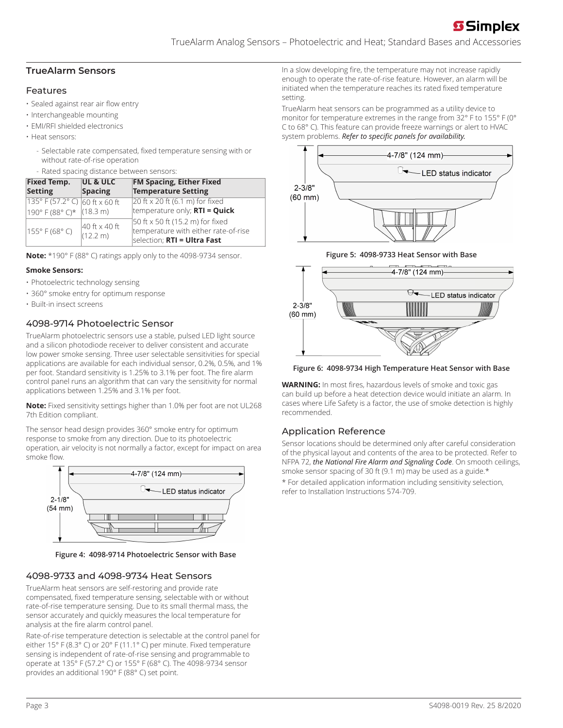## TrueAlarm Sensors

### Features

- Sealed against rear air flow entry
- Interchangeable mounting
- EMI/RFI shielded electronics
- Heat sensors:
  - Selectable rate compensated, fixed temperature sensing with or without rate-of-rise operation
  - Rated spacing distance between sensors:

| Fixed Temp. Setting | UL & ULC Spacing | FM Spacing, Either Fixed Temperature Setting |
|---|---|---|
| 135° F (57.2° C) 190° F (88° C)* | 60 ft x 60 ft (18.3 m) | 20 ft x 20 ft (6.1 m) for fixed temperature only; **RTI = Quick** |
| 155° F (68° C) | 40 ft x 40 ft (12.2 m) | 50 ft x 50 ft (15.2 m) for fixed temperature with either rate-of-rise selection; **RTI = Ultra Fast** |

**Note:** *190° F (88° C) ratings apply only to the 4098-9734 sensor.

**Smoke Sensors:**

- Photoelectric technology sensing
- 360° smoke entry for optimum response
- Built-in insect screens

### 4098-9714 Photoelectric Sensor

TrueAlarm photoelectric sensors use a stable, pulsed LED light source and a silicon photodiode receiver to deliver consistent and accurate low power smoke sensing. Three user selectable sensitivities for special applications are available for each individual sensor, 0.2%, 0.5%, and 1% per foot. Standard sensitivity is 1.25% to 3.1% per foot. The fire alarm control panel runs an algorithm that can vary the sensitivity for normal applications between 1.25% and 3.1% per foot.

**Note:** Fixed sensitivity settings higher than 1.0% per foot are not UL268 7th Edition compliant.

The sensor head design provides 360° smoke entry for optimum response to smoke from any direction. Due to its photoelectric operation, air velocity is not normally a factor, except for impact on area smoke flow.

4-7/8" (124 mm)
LED status indicator
2-1/8" (54 mm)

**Figure 4: 4098-9714 Photoelectric Sensor with Base**

### 4098-9733 and 4098-9734 Heat Sensors

TrueAlarm heat sensors are self-restoring and provide rate compensated, fixed temperature sensing, selectable with or without rate-of-rise temperature sensing. Due to its small thermal mass, the sensor accurately and quickly measures the local temperature for analysis at the fire alarm control panel.

Rate-of-rise temperature detection is selectable at the control panel for either 15° F (8.3° C) or 20° F (11.1° C) per minute. Fixed temperature sensing is independent of rate-of-rise sensing and programmable to operate at 135° F (57.2° C) or 155° F (68° C). The 4098-9734 sensor provides an additional 190° F (88° C) set point.

In a slow developing fire, the temperature may not increase rapidly enough to operate the rate-of-rise feature. However, an alarm will be initiated when the temperature reaches its rated fixed temperature setting.

TrueAlarm heat sensors can be programmed as a utility device to monitor for temperature extremes in the range from 32° F to 155° F (0° C to 68° C). This feature can provide freeze warnings or alert to HVAC system problems. ***Refer to specific panels for availability.***

4-7/8" (124 mm)
LED status indicator
2-3/8" (60 mm)

**Figure 5: 4098-9733 Heat Sensor with Base**

4-7/8" (124 mm)
LED status indicator
2-3/8" (60 mm)

**Figure 6: 4098-9734 High Temperature Heat Sensor with Base**

**WARNING:** In most fires, hazardous levels of smoke and toxic gas can build up before a heat detection device would initiate an alarm. In cases where Life Safety is a factor, the use of smoke detection is highly recommended.

### Application Reference

Sensor locations should be determined only after careful consideration of the physical layout and contents of the area to be protected. Refer to NFPA 72, ***the National Fire Alarm and Signaling Code***. On smooth ceilings, smoke sensor spacing of 30 ft (9.1 m) may be used as a guide.*

* For detailed application information including sensitivity selection, refer to Installation Instructions 574-709.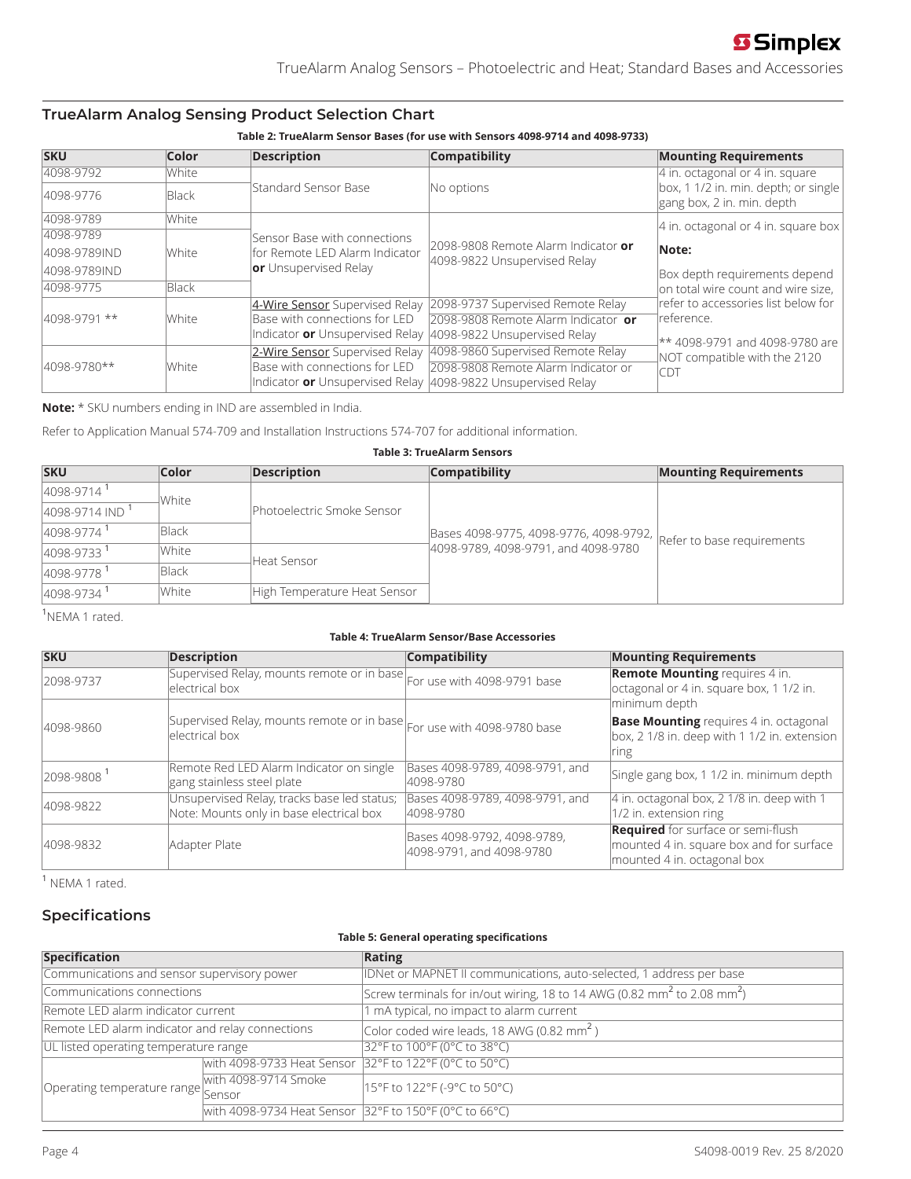## TrueAlarm Analog Sensing Product Selection Chart

**Table 2: TrueAlarm Sensor Bases (for use with Sensors 4098-9714 and 4098-9733)**

| SKU | Color | Description | Compatibility | Mounting Requirements |
|---|---|---|---|---|
| 4098-9792 | White | Standard Sensor Base | No options | 4 in. octagonal or 4 in. square box, 1 1/2 in. min. depth; or single gang box, 2 in. min. depth |
| 4098-9776 | Black | | | |
| 4098-9789 | White | Sensor Base with connections for Remote LED Alarm Indicator **or** Unsupervised Relay | 2098-9808 Remote Alarm Indicator **or** 4098-9822 Unsupervised Relay | 4 in. octagonal or 4 in. square box **Note:** Box depth requirements depend on total wire count and wire size, refer to accessories list below for reference. ** 4098-9791 and 4098-9780 are NOT compatible with the 2120 CDT |
| 4098-9789 4098-9789IND 4098-9789IND | White | | | |
| 4098-9775 | Black | | | |
| 4098-9791 ** | White | 4-Wire Sensor Supervised Relay Base with connections for LED Indicator **or** Unsupervised Relay | 2098-9737 Supervised Remote Relay 2098-9808 Remote Alarm Indicator **or** 4098-9822 Unsupervised Relay | |
| 4098-9780** | White | 2-Wire Sensor Supervised Relay Base with connections for LED Indicator **or** Unsupervised Relay | 4098-9860 Supervised Remote Relay 2098-9808 Remote Alarm Indicator or 4098-9822 Unsupervised Relay | |

**Note:** * SKU numbers ending in IND are assembled in India.

Refer to Application Manual 574-709 and Installation Instructions 574-707 for additional information.

**Table 3: TrueAlarm Sensors**

| SKU | Color | Description | Compatibility | Mounting Requirements |
|---|---|---|---|---|
| 4098-9714 [1] | White | Photoelectric Smoke Sensor | Bases 4098-9775, 4098-9776, 4098-9792, 4098-9789, 4098-9791, and 4098-9780 | Refer to base requirements |
| 4098-9714 IND [1] | | | | |
| 4098-9774 [1] | Black | | | |
| 4098-9733 [1] | White | Heat Sensor | | |
| 4098-9778 [1] | Black | | | |
| 4098-9734 [1] | White | High Temperature Heat Sensor | | |

[1]NEMA 1 rated.

**Table 4: TrueAlarm Sensor/Base Accessories**

| SKU | Description | Compatibility | Mounting Requirements |
|---|---|---|---|
| 2098-9737 | Supervised Relay, mounts remote or in base electrical box | For use with 4098-9791 base | **Remote Mounting** requires 4 in. octagonal or 4 in. square box, 1 1/2 in. minimum depth **Base Mounting** requires 4 in. octagonal box, 2 1/8 in. deep with 1 1/2 in. extension ring |
| 4098-9860 | Supervised Relay, mounts remote or in base electrical box | For use with 4098-9780 base | |
| 2098-9808 [1] | Remote Red LED Alarm Indicator on single gang stainless steel plate | Bases 4098-9789, 4098-9791, and 4098-9780 | Single gang box, 1 1/2 in. minimum depth |
| 4098-9822 | Unsupervised Relay, tracks base led status; Note: Mounts only in base electrical box | Bases 4098-9789, 4098-9791, and 4098-9780 | 4 in. octagonal box, 2 1/8 in. deep with 1 1/2 in. extension ring |
| 4098-9832 | Adapter Plate | Bases 4098-9792, 4098-9789, 4098-9791, and 4098-9780 | **Required** for surface or semi-flush mounted 4 in. square box and for surface mounted 4 in. octagonal box |

[1] NEMA 1 rated.

## Specifications

**Table 5: General operating specifications**

| Specification | | Rating |
|---|---|---|
| Communications and sensor supervisory power | | IDNet or MAPNET II communications, auto-selected, 1 address per base |
| Communications connections | | Screw terminals for in/out wiring, 18 to 14 AWG (0.82 $mm^2$ to 2.08 $mm^2$) |
| Remote LED alarm indicator current | | 1 mA typical, no impact to alarm current |
| Remote LED alarm indicator and relay connections | | Color coded wire leads, 18 AWG (0.82 $mm^2$ ) |
| UL listed operating temperature range | | 32°F to 100°F (0°C to 38°C) |
| Operating temperature range | with 4098-9733 Heat Sensor | 32°F to 122°F (0°C to 50°C) |
| | with 4098-9714 Smoke Sensor | 15°F to 122°F (-9°C to 50°C) |
| | with 4098-9734 Heat Sensor | 32°F to 150°F (0°C to 66°C) |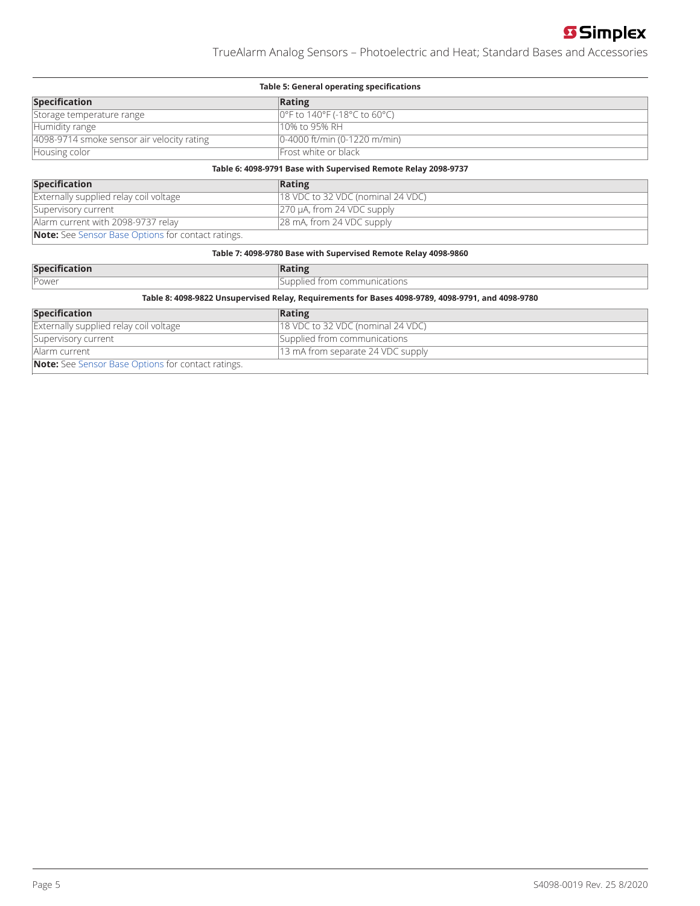**Table 5: General operating specifications**

| Specification | Rating |
|---|---|
| Storage temperature range | 0°F to 140°F (-18°C to 60°C) |
| Humidity range | 10% to 95% RH |
| 4098-9714 smoke sensor air velocity rating | 0-4000 ft/min (0-1220 m/min) |
| Housing color | Frost white or black |

**Table 6: 4098-9791 Base with Supervised Remote Relay 2098-9737**

| Specification | Rating |
|---|---|
| Externally supplied relay coil voltage | 18 VDC to 32 VDC (nominal 24 VDC) |
| Supervisory current | 270 µA, from 24 VDC supply |
| Alarm current with 2098-9737 relay | 28 mA, from 24 VDC supply |
| **Note:** See Sensor Base Options for contact ratings. | |

**Table 7: 4098-9780 Base with Supervised Remote Relay 4098-9860**

| Specification | Rating |
|---|---|
| Power | Supplied from communications |

**Table 8: 4098-9822 Unsupervised Relay, Requirements for Bases 4098-9789, 4098-9791, and 4098-9780**

| Specification | Rating |
|---|---|
| Externally supplied relay coil voltage | 18 VDC to 32 VDC (nominal 24 VDC) |
| Supervisory current | Supplied from communications |
| Alarm current | 13 mA from separate 24 VDC supply |
| **Note:** See Sensor Base Options for contact ratings. | |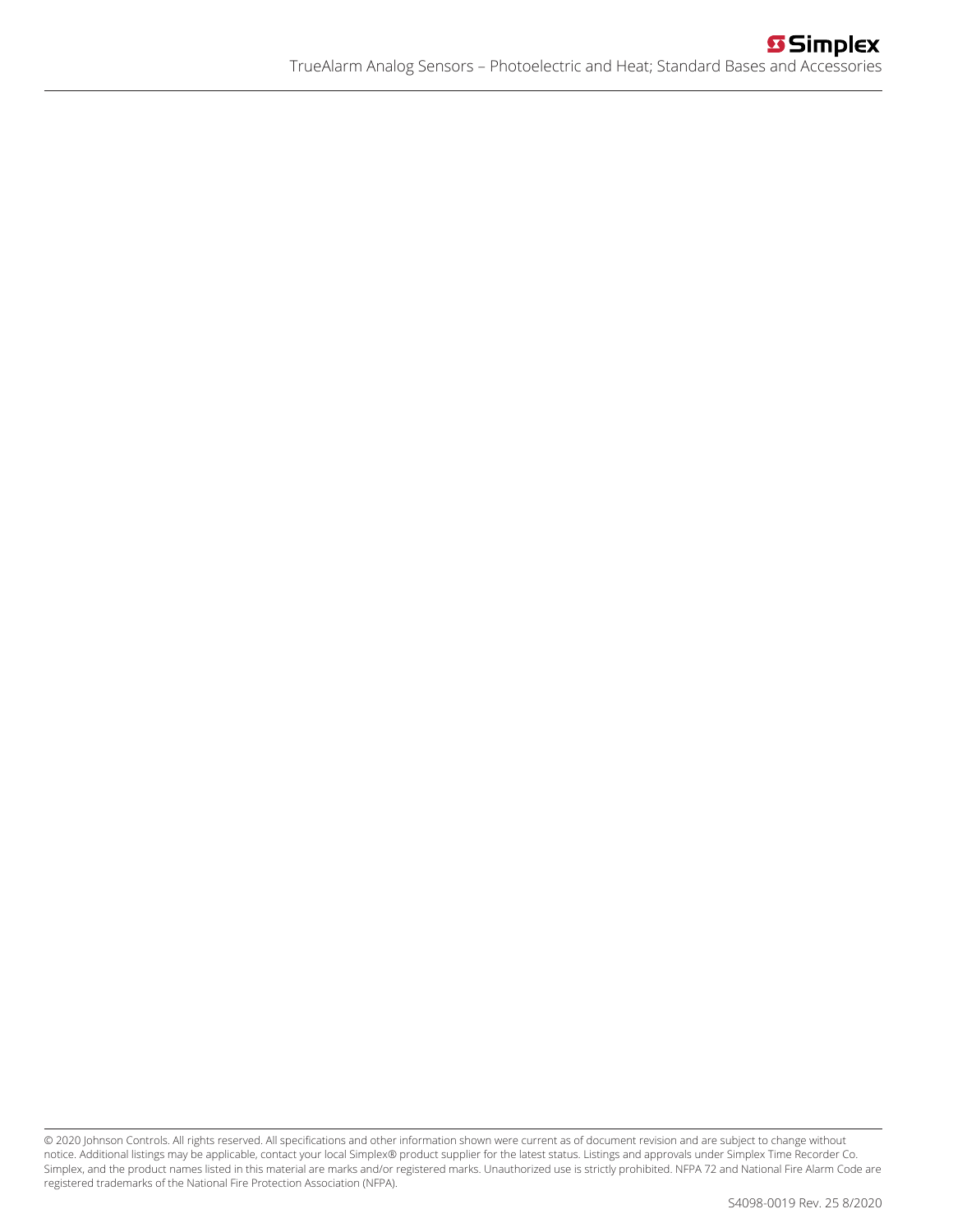© 2020 Johnson Controls. All rights reserved. All specifications and other information shown were current as of document revision and are subject to change without notice. Additional listings may be applicable, contact your local Simplex® product supplier for the latest status. Listings and approvals under Simplex Time Recorder Co. Simplex, and the product names listed in this material are marks and/or registered marks. Unauthorized use is strictly prohibited. NFPA 72 and National Fire Alarm Code are registered trademarks of the National Fire Protection Association (NFPA).

S4098-0019 Rev. 25 8/2020